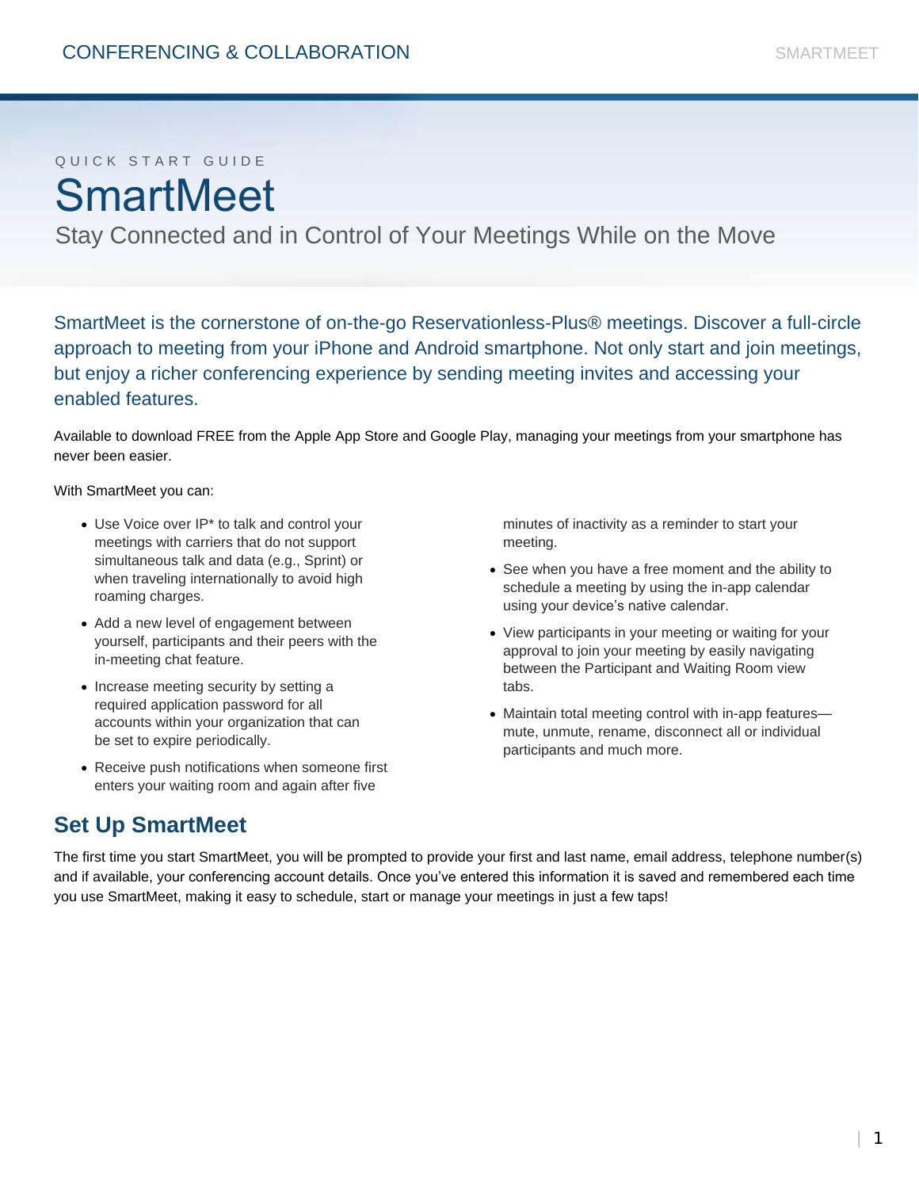QUICK START GUIDE

# SmartMeet

Stay Connected and in Control of Your Meetings While on the Move

SmartMeet is the cornerstone of on-the-go Reservationless-Plus® meetings. Discover a full-circle approach to meeting from your iPhone and Android smartphone. Not only start and join meetings, but enjoy a richer conferencing experience by sending meeting invites and accessing your enabled features.

Available to download FREE from the Apple App Store and Google Play, managing your meetings from your smartphone has never been easier.

With SmartMeet you can:

- Use Voice over IP* to talk and control your meetings with carriers that do not support simultaneous talk and data (e.g., Sprint) or when traveling internationally to avoid high roaming charges.
- Add a new level of engagement between yourself, participants and their peers with the in-meeting chat feature.
- Increase meeting security by setting a required application password for all accounts within your organization that can be set to expire periodically.
- Receive push notifications when someone first enters your waiting room and again after five minutes of inactivity as a reminder to start your meeting.
- See when you have a free moment and the ability to schedule a meeting by using the in-app calendar using your device's native calendar.
- View participants in your meeting or waiting for your approval to join your meeting by easily navigating between the Participant and Waiting Room view tabs.
- Maintain total meeting control with in-app features—mute, unmute, rename, disconnect all or individual participants and much more.

## Set Up SmartMeet

The first time you start SmartMeet, you will be prompted to provide your first and last name, email address, telephone number(s) and if available, your conferencing account details. Once you've entered this information it is saved and remembered each time you use SmartMeet, making it easy to schedule, start or manage your meetings in just a few taps!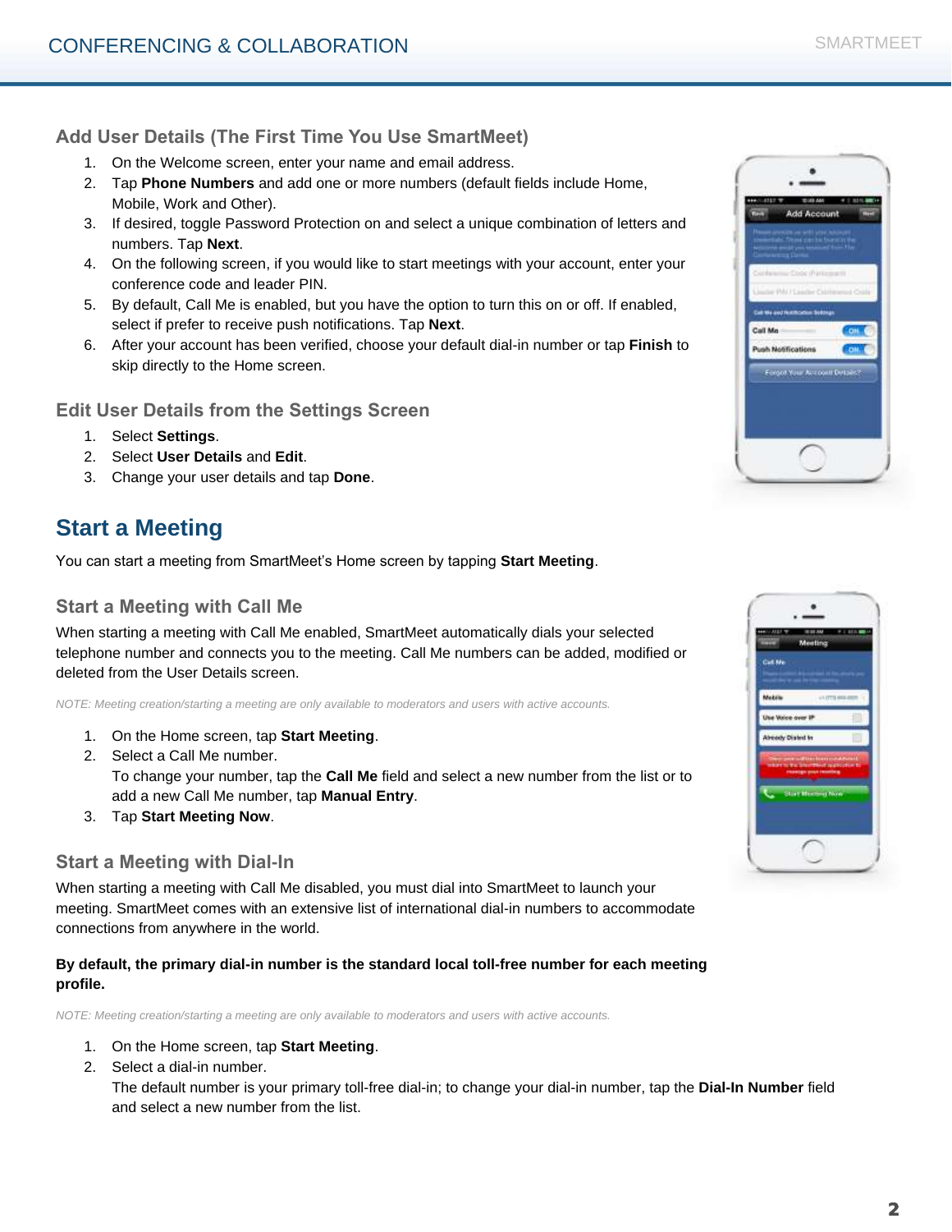## Add User Details (The First Time You Use SmartMeet)

1. On the Welcome screen, enter your name and email address.
2. Tap **Phone Numbers** and add one or more numbers (default fields include Home, Mobile, Work and Other).
3. If desired, toggle Password Protection on and select a unique combination of letters and numbers. Tap **Next**.
4. On the following screen, if you would like to start meetings with your account, enter your conference code and leader PIN.
5. By default, Call Me is enabled, but you have the option to turn this on or off. If enabled, select if prefer to receive push notifications. Tap **Next**.
6. After your account has been verified, choose your default dial-in number or tap **Finish** to skip directly to the Home screen.

## Edit User Details from the Settings Screen

1. Select **Settings**.
2. Select **User Details** and **Edit**.
3. Change your user details and tap **Done**.

# Start a Meeting

You can start a meeting from SmartMeet's Home screen by tapping **Start Meeting**.

## Start a Meeting with Call Me

When starting a meeting with Call Me enabled, SmartMeet automatically dials your selected telephone number and connects you to the meeting. Call Me numbers can be added, modified or deleted from the User Details screen.

*NOTE: Meeting creation/starting a meeting are only available to moderators and users with active accounts.*

1. On the Home screen, tap **Start Meeting**.
2. Select a Call Me number.
   To change your number, tap the **Call Me** field and select a new number from the list or to add a new Call Me number, tap **Manual Entry**.
3. Tap **Start Meeting Now**.

## Start a Meeting with Dial-In

When starting a meeting with Call Me disabled, you must dial into SmartMeet to launch your meeting. SmartMeet comes with an extensive list of international dial-in numbers to accommodate connections from anywhere in the world.

**By default, the primary dial-in number is the standard local toll-free number for each meeting profile.**

*NOTE: Meeting creation/starting a meeting are only available to moderators and users with active accounts.*

1. On the Home screen, tap **Start Meeting**.
2. Select a dial-in number.
   The default number is your primary toll-free dial-in; to change your dial-in number, tap the **Dial-In Number** field and select a new number from the list.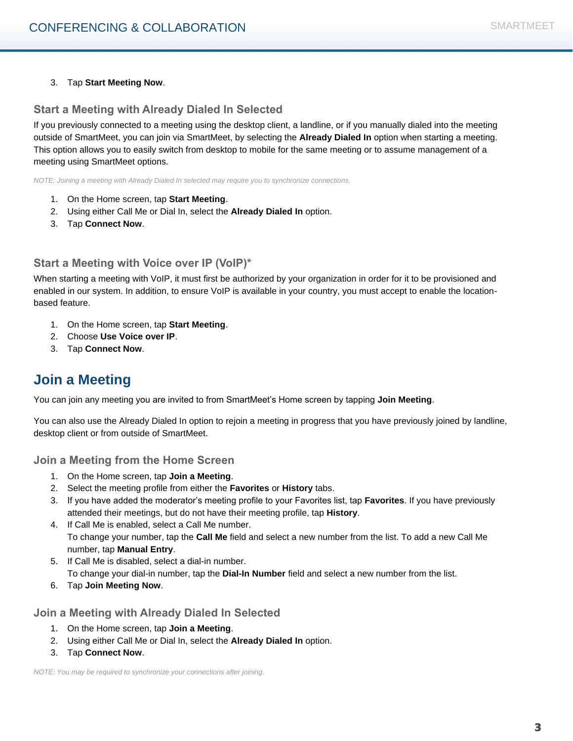3. Tap **Start Meeting Now**.

### Start a Meeting with Already Dialed In Selected

If you previously connected to a meeting using the desktop client, a landline, or if you manually dialed into the meeting outside of SmartMeet, you can join via SmartMeet, by selecting the **Already Dialed In** option when starting a meeting. This option allows you to easily switch from desktop to mobile for the same meeting or to assume management of a meeting using SmartMeet options.

*NOTE: Joining a meeting with Already Dialed In selected may require you to synchronize connections.*

1. On the Home screen, tap **Start Meeting**.
2. Using either Call Me or Dial In, select the **Already Dialed In** option.
3. Tap **Connect Now**.

### Start a Meeting with Voice over IP (VoIP)*

When starting a meeting with VoIP, it must first be authorized by your organization in order for it to be provisioned and enabled in our system. In addition, to ensure VoIP is available in your country, you must accept to enable the location-based feature.

1. On the Home screen, tap **Start Meeting**.
2. Choose **Use Voice over IP**.
3. Tap **Connect Now**.

## Join a Meeting

You can join any meeting you are invited to from SmartMeet's Home screen by tapping **Join Meeting**.

You can also use the Already Dialed In option to rejoin a meeting in progress that you have previously joined by landline, desktop client or from outside of SmartMeet.

### Join a Meeting from the Home Screen

1. On the Home screen, tap **Join a Meeting**.
2. Select the meeting profile from either the **Favorites** or **History** tabs.
3. If you have added the moderator's meeting profile to your Favorites list, tap **Favorites**. If you have previously attended their meetings, but do not have their meeting profile, tap **History**.
4. If Call Me is enabled, select a Call Me number.
   To change your number, tap the **Call Me** field and select a new number from the list. To add a new Call Me number, tap **Manual Entry**.
5. If Call Me is disabled, select a dial-in number.
   To change your dial-in number, tap the **Dial-In Number** field and select a new number from the list.
6. Tap **Join Meeting Now**.

### Join a Meeting with Already Dialed In Selected

1. On the Home screen, tap **Join a Meeting**.
2. Using either Call Me or Dial In, select the **Already Dialed In** option.
3. Tap **Connect Now**.

*NOTE: You may be required to synchronize your connections after joining.*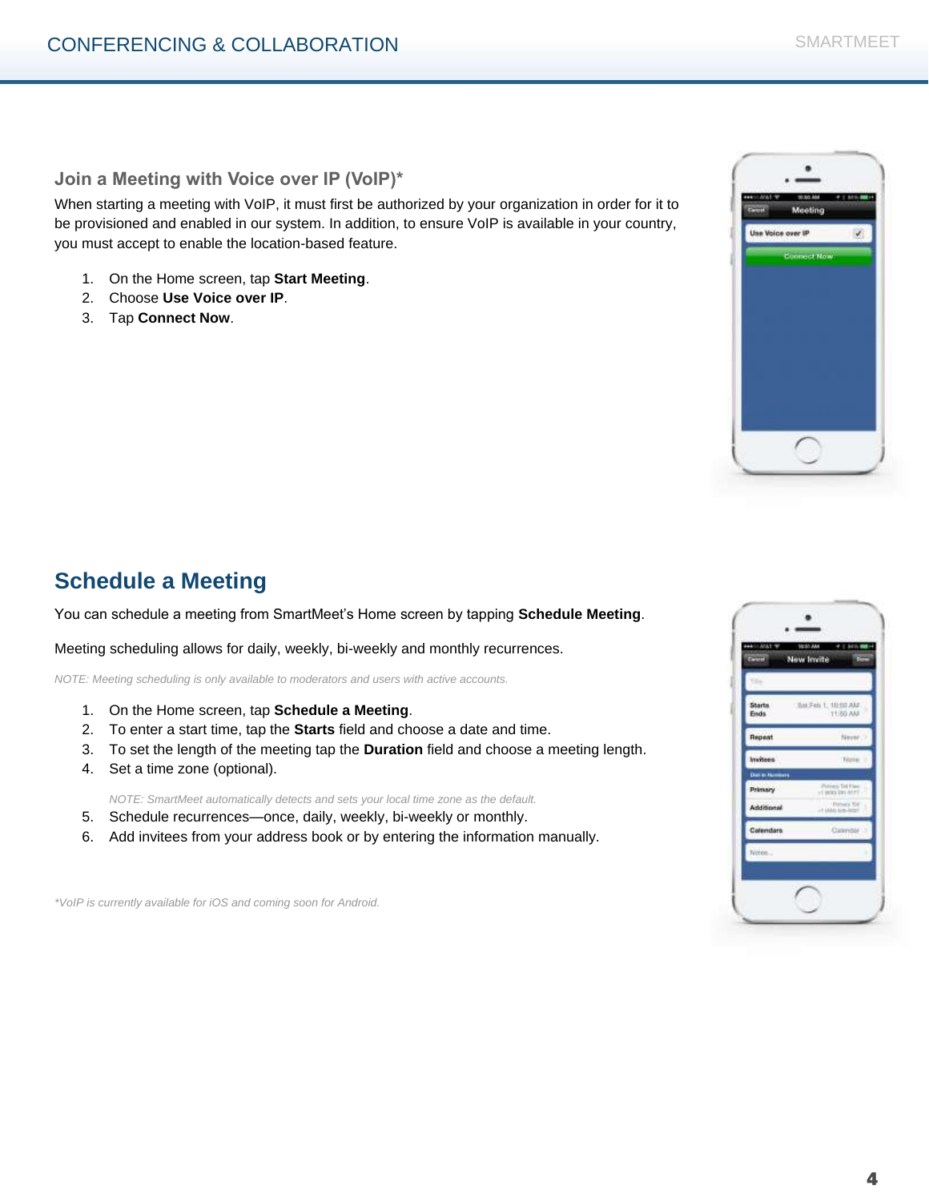## Join a Meeting with Voice over IP (VoIP)*

When starting a meeting with VoIP, it must first be authorized by your organization in order for it to be provisioned and enabled in our system. In addition, to ensure VoIP is available in your country, you must accept to enable the location-based feature.

1. On the Home screen, tap **Start Meeting**.
2. Choose **Use Voice over IP**.
3. Tap **Connect Now**.

## Schedule a Meeting

You can schedule a meeting from SmartMeet's Home screen by tapping **Schedule Meeting**.

Meeting scheduling allows for daily, weekly, bi-weekly and monthly recurrences.

*NOTE: Meeting scheduling is only available to moderators and users with active accounts.*

1. On the Home screen, tap **Schedule a Meeting**.
2. To enter a start time, tap the **Starts** field and choose a date and time.
3. To set the length of the meeting tap the **Duration** field and choose a meeting length.
4. Set a time zone (optional).

   *NOTE: SmartMeet automatically detects and sets your local time zone as the default.*
5. Schedule recurrences—once, daily, weekly, bi-weekly or monthly.
6. Add invitees from your address book or by entering the information manually.

*\*VoIP is currently available for iOS and coming soon for Android.*